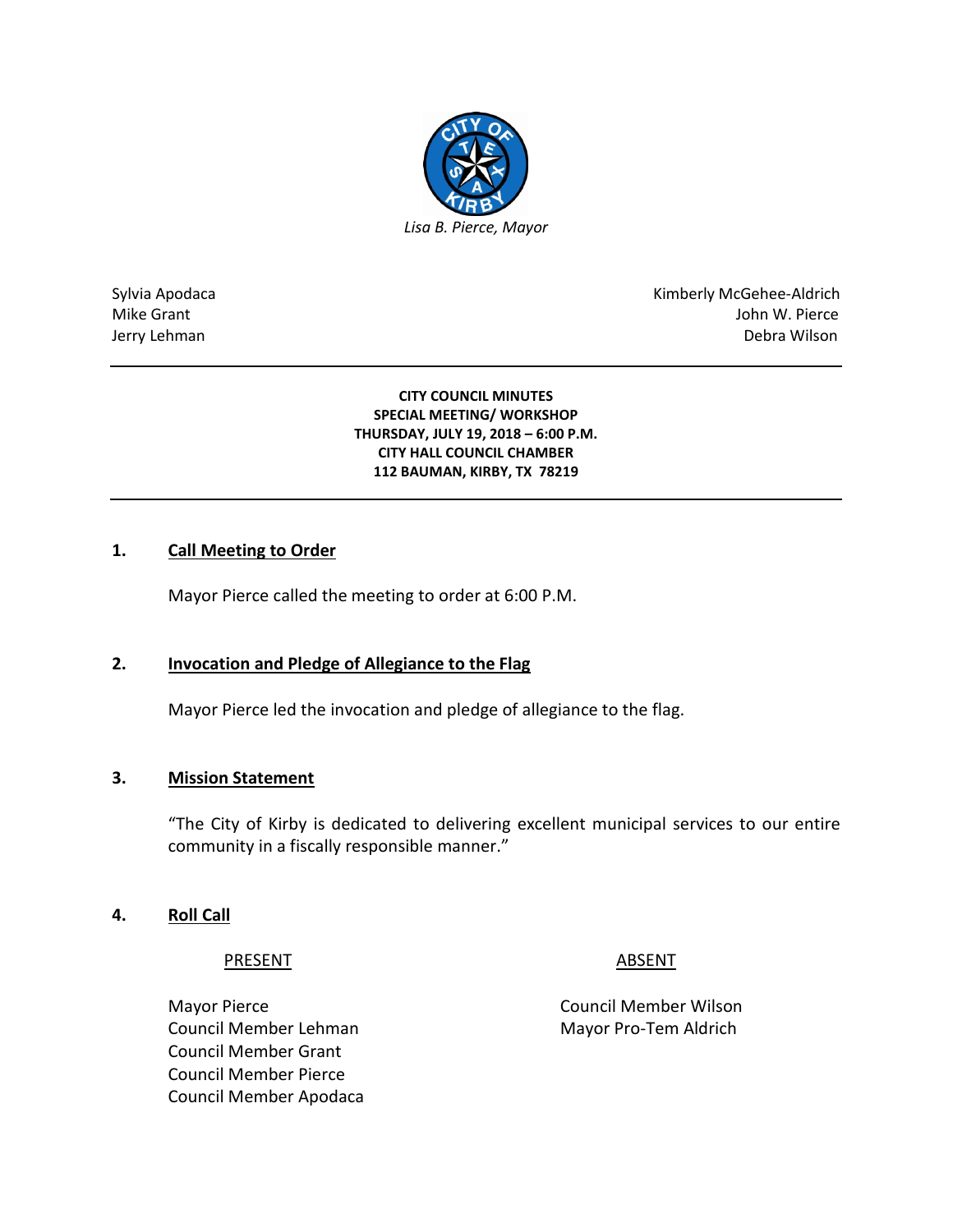*Lisa B. Pierce, Mayor*

| | |
|---|---|
| Sylvia Apodaca | Kimberly McGehee-Aldrich |
| Mike Grant | John W. Pierce |
| Jerry Lehman | Debra Wilson |

**CITY COUNCIL MINUTES**
**SPECIAL MEETING/ WORKSHOP**
**THURSDAY, JULY 19, 2018 – 6:00 P.M.**
**CITY HALL COUNCIL CHAMBER**
**112 BAUMAN, KIRBY, TX 78219**

## 1. Call Meeting to Order

Mayor Pierce called the meeting to order at 6:00 P.M.

## 2. Invocation and Pledge of Allegiance to the Flag

Mayor Pierce led the invocation and pledge of allegiance to the flag.

## 3. Mission Statement

"The City of Kirby is dedicated to delivering excellent municipal services to our entire community in a fiscally responsible manner."

## 4. Roll Call

| PRESENT | ABSENT |
|---|---|
| Mayor Pierce | Council Member Wilson |
| Council Member Lehman | Mayor Pro-Tem Aldrich |
| Council Member Grant | |
| Council Member Pierce | |
| Council Member Apodaca | |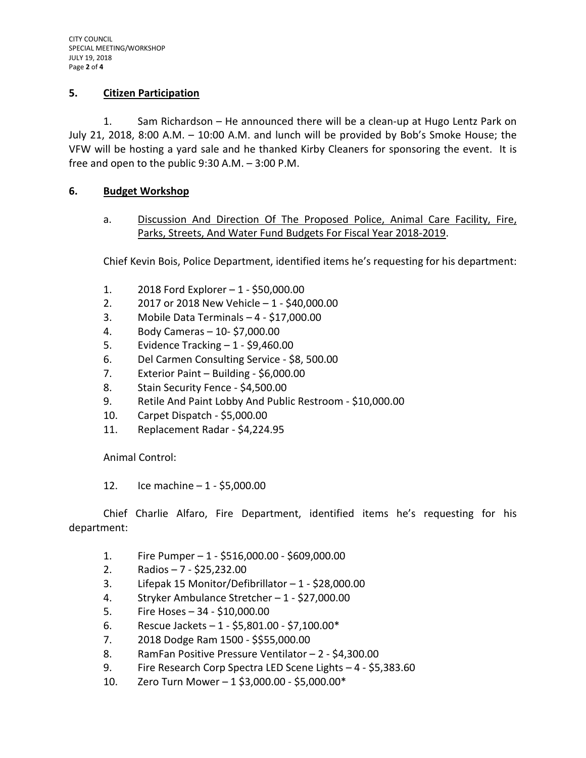## 5. Citizen Participation

1. Sam Richardson – He announced there will be a clean-up at Hugo Lentz Park on July 21, 2018, 8:00 A.M. – 10:00 A.M. and lunch will be provided by Bob's Smoke House; the VFW will be hosting a yard sale and he thanked Kirby Cleaners for sponsoring the event. It is free and open to the public 9:30 A.M. – 3:00 P.M.

## 6. Budget Workshop

a. Discussion And Direction Of The Proposed Police, Animal Care Facility, Fire, Parks, Streets, And Water Fund Budgets For Fiscal Year 2018-2019.

Chief Kevin Bois, Police Department, identified items he's requesting for his department:

1. 2018 Ford Explorer – 1 - $50,000.00
2. 2017 or 2018 New Vehicle – 1 - $40,000.00
3. Mobile Data Terminals – 4 - $17,000.00
4. Body Cameras – 10- $7,000.00
5. Evidence Tracking – 1 - $9,460.00
6. Del Carmen Consulting Service - $8, 500.00
7. Exterior Paint – Building - $6,000.00
8. Stain Security Fence - $4,500.00
9. Retile And Paint Lobby And Public Restroom - $10,000.00
10. Carpet Dispatch - $5,000.00
11. Replacement Radar - $4,224.95

Animal Control:

12. Ice machine – 1 - $5,000.00

Chief Charlie Alfaro, Fire Department, identified items he's requesting for his department:

1. Fire Pumper – 1 - $516,000.00 - $609,000.00
2. Radios – 7 - $25,232.00
3. Lifepak 15 Monitor/Defibrillator – 1 - $28,000.00
4. Stryker Ambulance Stretcher – 1 - $27,000.00
5. Fire Hoses – 34 - $10,000.00
6. Rescue Jackets – 1 - $5,801.00 - $7,100.00*
7. 2018 Dodge Ram 1500 - $$55,000.00
8. RamFan Positive Pressure Ventilator – 2 - $4,300.00
9. Fire Research Corp Spectra LED Scene Lights – 4 - $5,383.60
10. Zero Turn Mower – 1 $3,000.00 - $5,000.00*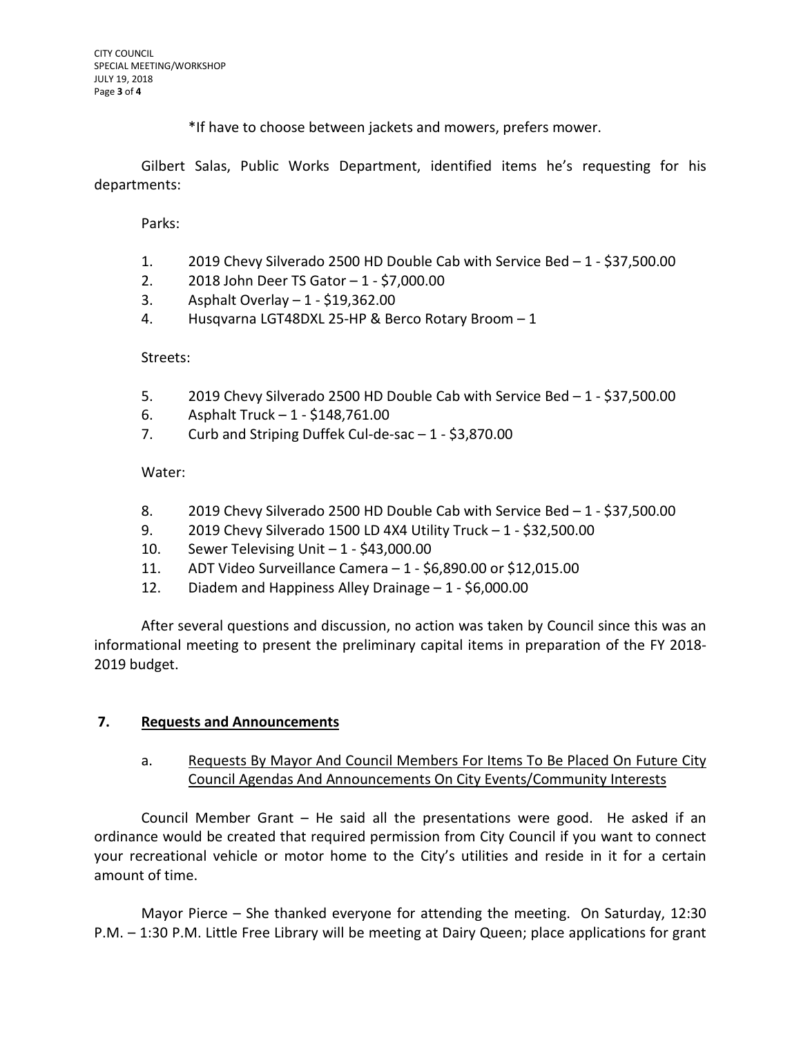*If have to choose between jackets and mowers, prefers mower.

Gilbert Salas, Public Works Department, identified items he's requesting for his departments:

Parks:

1. 2019 Chevy Silverado 2500 HD Double Cab with Service Bed – 1 - $37,500.00
2. 2018 John Deer TS Gator – 1 - $7,000.00
3. Asphalt Overlay – 1 - $19,362.00
4. Husqvarna LGT48DXL 25-HP & Berco Rotary Broom – 1

Streets:

5. 2019 Chevy Silverado 2500 HD Double Cab with Service Bed – 1 - $37,500.00
6. Asphalt Truck – 1 - $148,761.00
7. Curb and Striping Duffek Cul-de-sac – 1 - $3,870.00

Water:

8. 2019 Chevy Silverado 2500 HD Double Cab with Service Bed – 1 - $37,500.00
9. 2019 Chevy Silverado 1500 LD 4X4 Utility Truck – 1 - $32,500.00
10. Sewer Televising Unit – 1 - $43,000.00
11. ADT Video Surveillance Camera – 1 - $6,890.00 or $12,015.00
12. Diadem and Happiness Alley Drainage – 1 - $6,000.00

After several questions and discussion, no action was taken by Council since this was an informational meeting to present the preliminary capital items in preparation of the FY 2018-2019 budget.

## 7. Requests and Announcements

a. Requests By Mayor And Council Members For Items To Be Placed On Future City Council Agendas And Announcements On City Events/Community Interests

Council Member Grant – He said all the presentations were good. He asked if an ordinance would be created that required permission from City Council if you want to connect your recreational vehicle or motor home to the City's utilities and reside in it for a certain amount of time.

Mayor Pierce – She thanked everyone for attending the meeting. On Saturday, 12:30 P.M. – 1:30 P.M. Little Free Library will be meeting at Dairy Queen; place applications for grant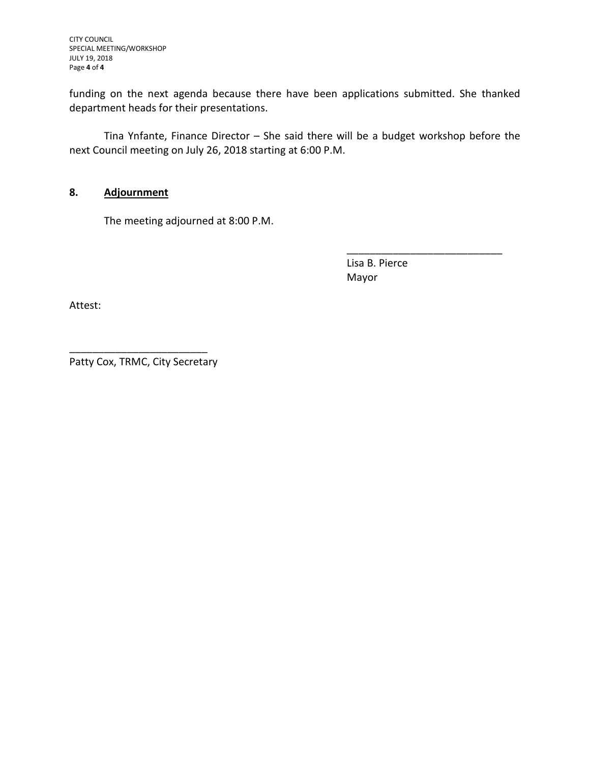funding on the next agenda because there have been applications submitted. She thanked department heads for their presentations.

Tina Ynfante, Finance Director – She said there will be a budget workshop before the next Council meeting on July 26, 2018 starting at 6:00 P.M.

## 8. Adjournment

The meeting adjourned at 8:00 P.M.

\_\_\_\_\_\_\_\_\_\_\_\_\_\_\_\_\_\_\_\_\_\_\_\_\_\_\_

Lisa B. Pierce
Mayor

Attest:

\_\_\_\_\_\_\_\_\_\_\_\_\_\_\_\_\_\_\_\_\_\_\_\_

Patty Cox, TRMC, City Secretary